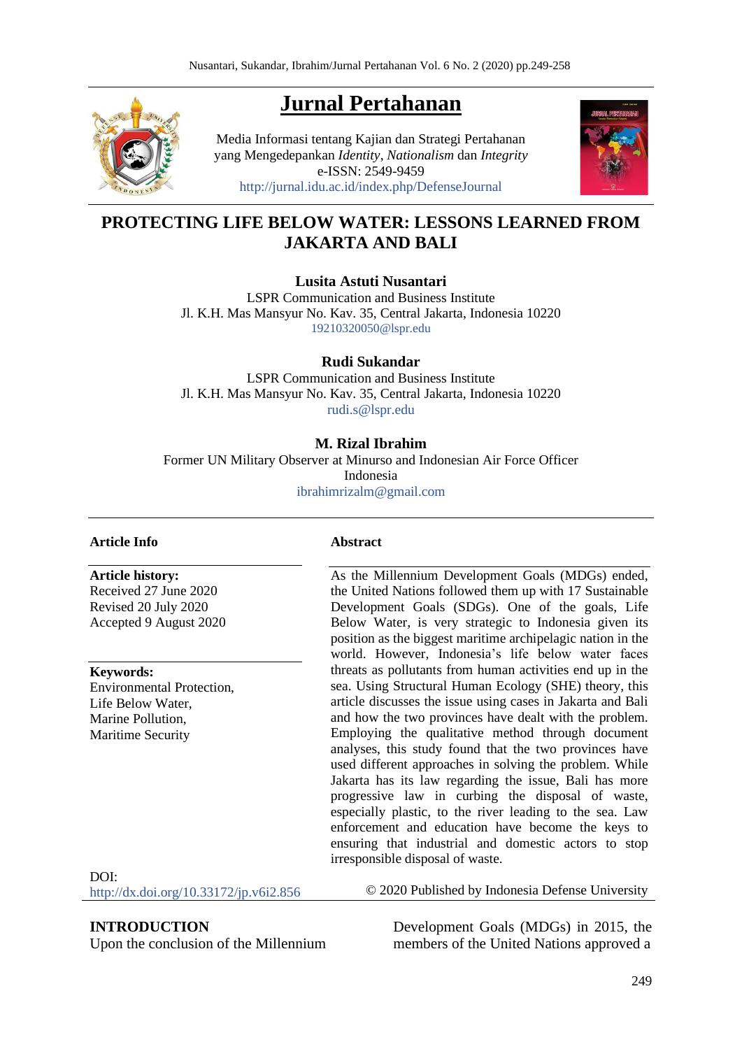# Jurnal Pertahanan

Media Informasi tentang Kajian dan Strategi Pertahanan
yang Mengedepankan *Identity*, *Nationalism* dan *Integrity*
e-ISSN: 2549-9459
http://jurnal.idu.ac.id/index.php/DefenseJournal

## PROTECTING LIFE BELOW WATER: LESSONS LEARNED FROM JAKARTA AND BALI

**Lusita Astuti Nusantari**
LSPR Communication and Business Institute
Jl. K.H. Mas Mansyur No. Kav. 35, Central Jakarta, Indonesia 10220
19210320050@lspr.edu

**Rudi Sukandar**
LSPR Communication and Business Institute
Jl. K.H. Mas Mansyur No. Kav. 35, Central Jakarta, Indonesia 10220
rudi.s@lspr.edu

**M. Rizal Ibrahim**
Former UN Military Observer at Minurso and Indonesian Air Force Officer
Indonesia
ibrahimrizalm@gmail.com

**Article Info**

**Article history:**
Received 27 June 2020
Revised 20 July 2020
Accepted 9 August 2020

**Keywords:**
Environmental Protection,
Life Below Water,
Marine Pollution,
Maritime Security

DOI:
http://dx.doi.org/10.33172/jp.v6i2.856

**Abstract**

As the Millennium Development Goals (MDGs) ended, the United Nations followed them up with 17 Sustainable Development Goals (SDGs). One of the goals, Life Below Water, is very strategic to Indonesia given its position as the biggest maritime archipelagic nation in the world. However, Indonesia's life below water faces threats as pollutants from human activities end up in the sea. Using Structural Human Ecology (SHE) theory, this article discusses the issue using cases in Jakarta and Bali and how the two provinces have dealt with the problem. Employing the qualitative method through document analyses, this study found that the two provinces have used different approaches in solving the problem. While Jakarta has its law regarding the issue, Bali has more progressive law in curbing the disposal of waste, especially plastic, to the river leading to the sea. Law enforcement and education have become the keys to ensuring that industrial and domestic actors to stop irresponsible disposal of waste.

© 2020 Published by Indonesia Defense University

## INTRODUCTION

Upon the conclusion of the Millennium Development Goals (MDGs) in 2015, the members of the United Nations approved a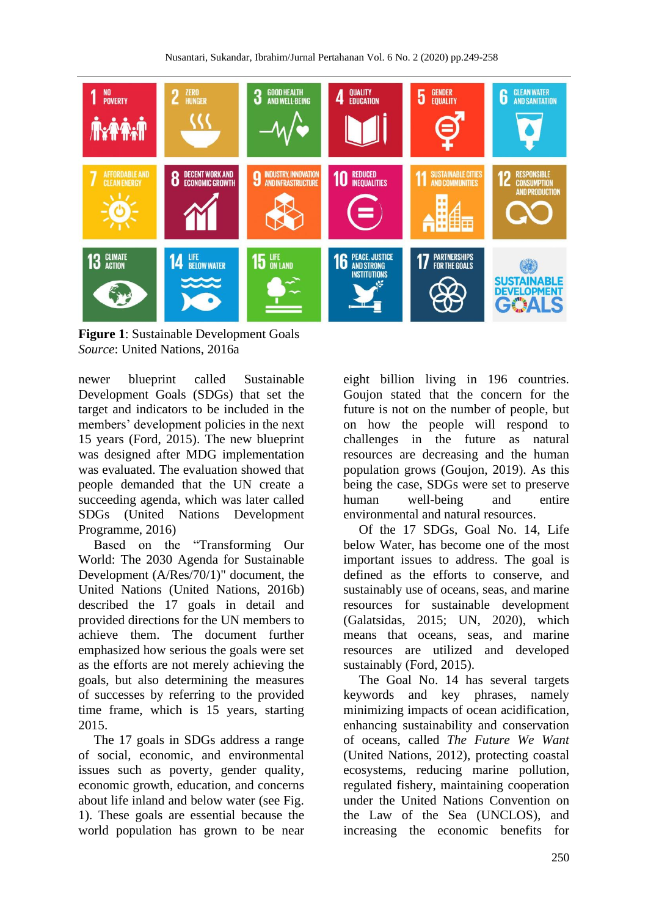**Figure 1**: Sustainable Development Goals
*Source*: United Nations, 2016a

newer blueprint called Sustainable Development Goals (SDGs) that set the target and indicators to be included in the members' development policies in the next 15 years (Ford, 2015). The new blueprint was designed after MDG implementation was evaluated. The evaluation showed that people demanded that the UN create a succeeding agenda, which was later called SDGs (United Nations Development Programme, 2016)

Based on the "Transforming Our World: The 2030 Agenda for Sustainable Development (A/Res/70/1)" document, the United Nations (United Nations, 2016b) described the 17 goals in detail and provided directions for the UN members to achieve them. The document further emphasized how serious the goals were set as the efforts are not merely achieving the goals, but also determining the measures of successes by referring to the provided time frame, which is 15 years, starting 2015.

The 17 goals in SDGs address a range of social, economic, and environmental issues such as poverty, gender quality, economic growth, education, and concerns about life inland and below water (see Fig. 1). These goals are essential because the world population has grown to be near eight billion living in 196 countries. Goujon stated that the concern for the future is not on the number of people, but on how the people will respond to challenges in the future as natural resources are decreasing and the human population grows (Goujon, 2019). As this being the case, SDGs were set to preserve human well-being and entire environmental and natural resources.

Of the 17 SDGs, Goal No. 14, Life below Water, has become one of the most important issues to address. The goal is defined as the efforts to conserve, and sustainably use of oceans, seas, and marine resources for sustainable development (Galatsidas, 2015; UN, 2020), which means that oceans, seas, and marine resources are utilized and developed sustainably (Ford, 2015).

The Goal No. 14 has several targets keywords and key phrases, namely minimizing impacts of ocean acidification, enhancing sustainability and conservation of oceans, called *The Future We Want* (United Nations, 2012), protecting coastal ecosystems, reducing marine pollution, regulated fishery, maintaining cooperation under the United Nations Convention on the Law of the Sea (UNCLOS), and increasing the economic benefits for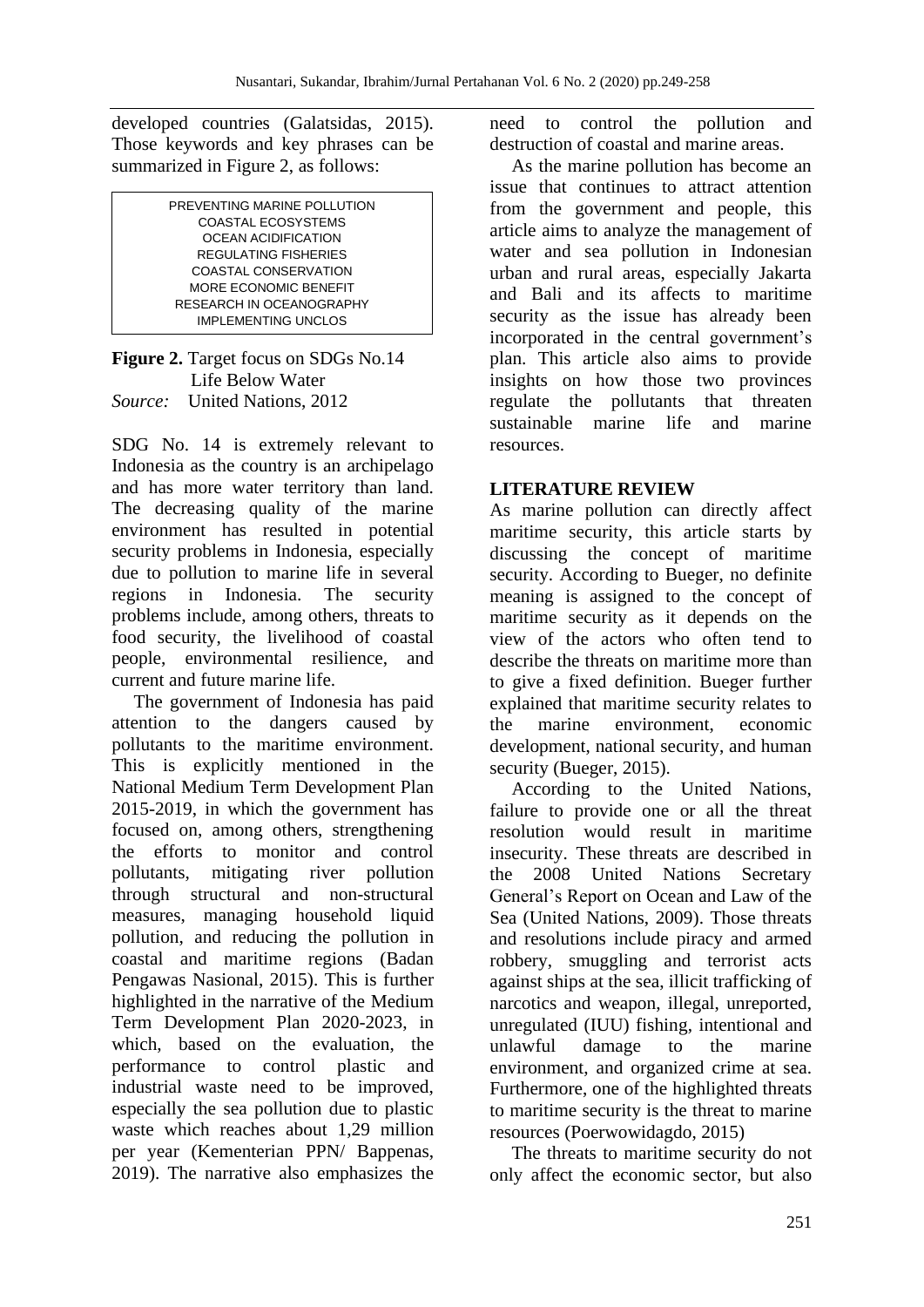developed countries (Galatsidas, 2015). Those keywords and key phrases can be summarized in Figure 2, as follows:

PREVENTING MARINE POLLUTION
COASTAL ECOSYSTEMS
OCEAN ACIDIFICATION
REGULATING FISHERIES
COASTAL CONSERVATION
MORE ECONOMIC BENEFIT
RESEARCH IN OCEANOGRAPHY
IMPLEMENTING UNCLOS

**Figure 2.** Target focus on SDGs No.14 Life Below Water
*Source:* United Nations, 2012

SDG No. 14 is extremely relevant to Indonesia as the country is an archipelago and has more water territory than land. The decreasing quality of the marine environment has resulted in potential security problems in Indonesia, especially due to pollution to marine life in several regions in Indonesia. The security problems include, among others, threats to food security, the livelihood of coastal people, environmental resilience, and current and future marine life.

The government of Indonesia has paid attention to the dangers caused by pollutants to the maritime environment. This is explicitly mentioned in the National Medium Term Development Plan 2015-2019, in which the government has focused on, among others, strengthening the efforts to monitor and control pollutants, mitigating river pollution through structural and non-structural measures, managing household liquid pollution, and reducing the pollution in coastal and maritime regions (Badan Pengawas Nasional, 2015). This is further highlighted in the narrative of the Medium Term Development Plan 2020-2023, in which, based on the evaluation, the performance to control plastic and industrial waste need to be improved, especially the sea pollution due to plastic waste which reaches about 1,29 million per year (Kementerian PPN/ Bappenas, 2019). The narrative also emphasizes the need to control the pollution and destruction of coastal and marine areas.

As the marine pollution has become an issue that continues to attract attention from the government and people, this article aims to analyze the management of water and sea pollution in Indonesian urban and rural areas, especially Jakarta and Bali and its affects to maritime security as the issue has already been incorporated in the central government's plan. This article also aims to provide insights on how those two provinces regulate the pollutants that threaten sustainable marine life and marine resources.

## LITERATURE REVIEW

As marine pollution can directly affect maritime security, this article starts by discussing the concept of maritime security. According to Bueger, no definite meaning is assigned to the concept of maritime security as it depends on the view of the actors who often tend to describe the threats on maritime more than to give a fixed definition. Bueger further explained that maritime security relates to the marine environment, economic development, national security, and human security (Bueger, 2015).

According to the United Nations, failure to provide one or all the threat resolution would result in maritime insecurity. These threats are described in the 2008 United Nations Secretary General's Report on Ocean and Law of the Sea (United Nations, 2009). Those threats and resolutions include piracy and armed robbery, smuggling and terrorist acts against ships at the sea, illicit trafficking of narcotics and weapon, illegal, unreported, unregulated (IUU) fishing, intentional and unlawful damage to the marine environment, and organized crime at sea. Furthermore, one of the highlighted threats to maritime security is the threat to marine resources (Poerwowidagdo, 2015)

The threats to maritime security do not only affect the economic sector, but also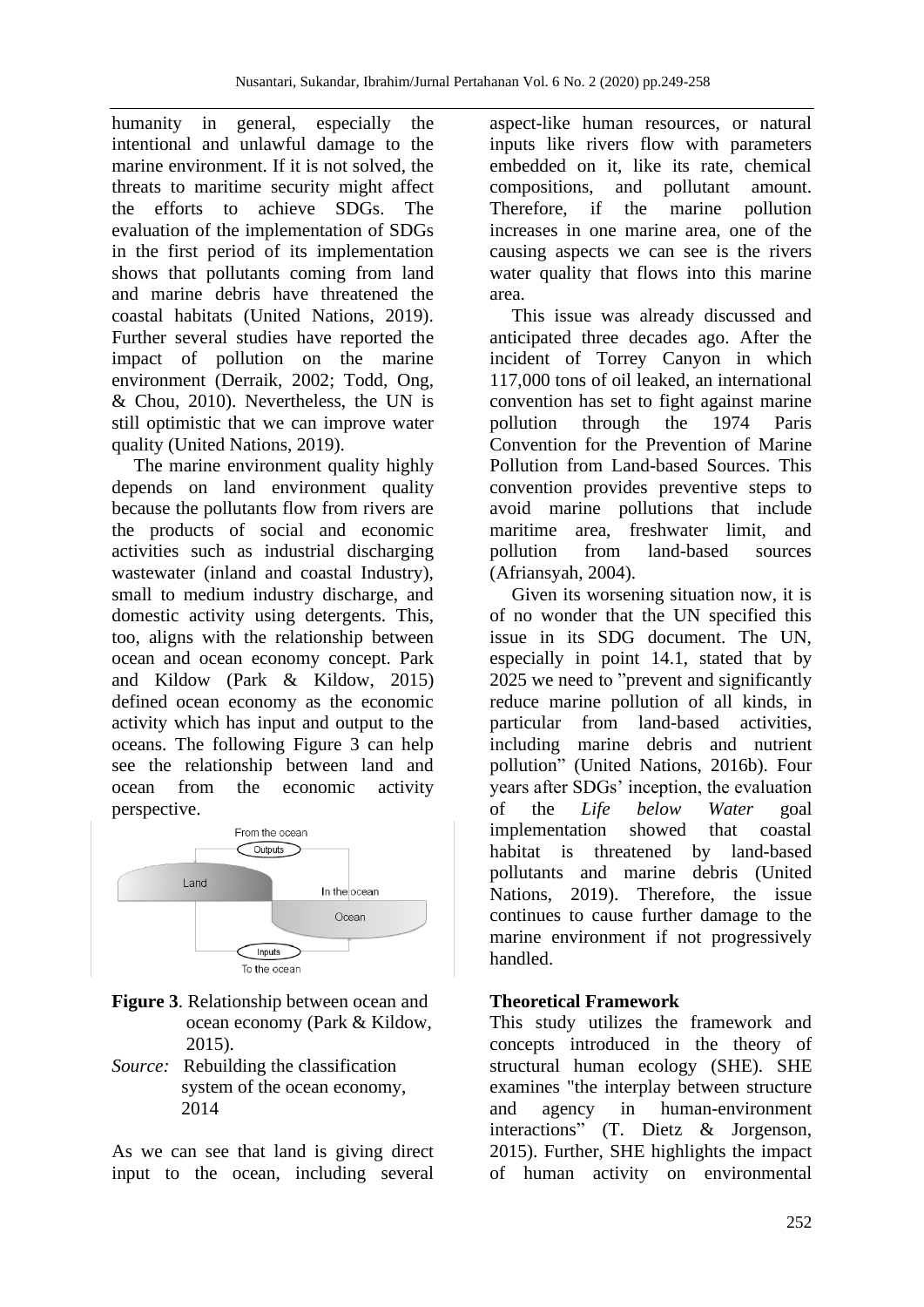humanity in general, especially the intentional and unlawful damage to the marine environment. If it is not solved, the threats to maritime security might affect the efforts to achieve SDGs. The evaluation of the implementation of SDGs in the first period of its implementation shows that pollutants coming from land and marine debris have threatened the coastal habitats (United Nations, 2019). Further several studies have reported the impact of pollution on the marine environment (Derraik, 2002; Todd, Ong, & Chou, 2010). Nevertheless, the UN is still optimistic that we can improve water quality (United Nations, 2019).

The marine environment quality highly depends on land environment quality because the pollutants flow from rivers are the products of social and economic activities such as industrial discharging wastewater (inland and coastal Industry), small to medium industry discharge, and domestic activity using detergents. This, too, aligns with the relationship between ocean and ocean economy concept. Park and Kildow (Park & Kildow, 2015) defined ocean economy as the economic activity which has input and output to the oceans. The following Figure 3 can help see the relationship between land and ocean from the economic activity perspective.

**Figure 3**. Relationship between ocean and ocean economy (Park & Kildow, 2015).
*Source:* Rebuilding the classification system of the ocean economy, 2014

As we can see that land is giving direct input to the ocean, including several aspect-like human resources, or natural inputs like rivers flow with parameters embedded on it, like its rate, chemical compositions, and pollutant amount. Therefore, if the marine pollution increases in one marine area, one of the causing aspects we can see is the rivers water quality that flows into this marine area.

This issue was already discussed and anticipated three decades ago. After the incident of Torrey Canyon in which 117,000 tons of oil leaked, an international convention has set to fight against marine pollution through the 1974 Paris Convention for the Prevention of Marine Pollution from Land-based Sources. This convention provides preventive steps to avoid marine pollutions that include maritime area, freshwater limit, and pollution from land-based sources (Afriansyah, 2004).

Given its worsening situation now, it is of no wonder that the UN specified this issue in its SDG document. The UN, especially in point 14.1, stated that by 2025 we need to "prevent and significantly reduce marine pollution of all kinds, in particular from land-based activities, including marine debris and nutrient pollution" (United Nations, 2016b). Four years after SDGs' inception, the evaluation of the *Life below Water* goal implementation showed that coastal habitat is threatened by land-based pollutants and marine debris (United Nations, 2019). Therefore, the issue continues to cause further damage to the marine environment if not progressively handled.

**Theoretical Framework**

This study utilizes the framework and concepts introduced in the theory of structural human ecology (SHE). SHE examines "the interplay between structure and agency in human-environment interactions" (T. Dietz & Jorgenson, 2015). Further, SHE highlights the impact of human activity on environmental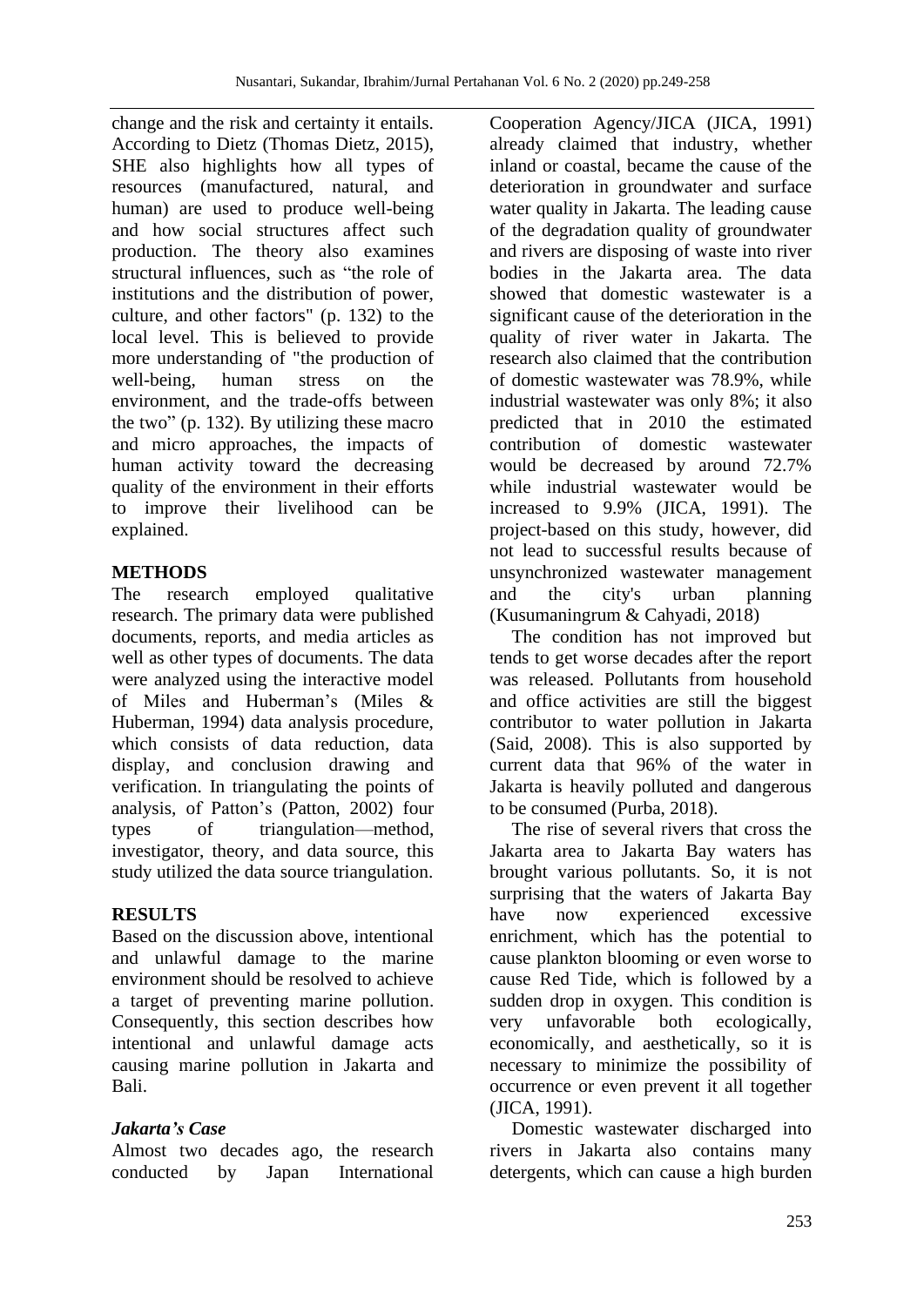change and the risk and certainty it entails. According to Dietz (Thomas Dietz, 2015), SHE also highlights how all types of resources (manufactured, natural, and human) are used to produce well-being and how social structures affect such production. The theory also examines structural influences, such as "the role of institutions and the distribution of power, culture, and other factors" (p. 132) to the local level. This is believed to provide more understanding of "the production of well-being, human stress on the environment, and the trade-offs between the two" (p. 132). By utilizing these macro and micro approaches, the impacts of human activity toward the decreasing quality of the environment in their efforts to improve their livelihood can be explained.

## METHODS

The research employed qualitative research. The primary data were published documents, reports, and media articles as well as other types of documents. The data were analyzed using the interactive model of Miles and Huberman's (Miles & Huberman, 1994) data analysis procedure, which consists of data reduction, data display, and conclusion drawing and verification. In triangulating the points of analysis, of Patton's (Patton, 2002) four types of triangulation—method, investigator, theory, and data source, this study utilized the data source triangulation.

## RESULTS

Based on the discussion above, intentional and unlawful damage to the marine environment should be resolved to achieve a target of preventing marine pollution. Consequently, this section describes how intentional and unlawful damage acts causing marine pollution in Jakarta and Bali.

### *Jakarta's Case*

Almost two decades ago, the research conducted by Japan International Cooperation Agency/JICA (JICA, 1991) already claimed that industry, whether inland or coastal, became the cause of the deterioration in groundwater and surface water quality in Jakarta. The leading cause of the degradation quality of groundwater and rivers are disposing of waste into river bodies in the Jakarta area. The data showed that domestic wastewater is a significant cause of the deterioration in the quality of river water in Jakarta. The research also claimed that the contribution of domestic wastewater was 78.9%, while industrial wastewater was only 8%; it also predicted that in 2010 the estimated contribution of domestic wastewater would be decreased by around 72.7% while industrial wastewater would be increased to 9.9% (JICA, 1991). The project-based on this study, however, did not lead to successful results because of unsynchronized wastewater management and the city's urban planning (Kusumaningrum & Cahyadi, 2018)

The condition has not improved but tends to get worse decades after the report was released. Pollutants from household and office activities are still the biggest contributor to water pollution in Jakarta (Said, 2008). This is also supported by current data that 96% of the water in Jakarta is heavily polluted and dangerous to be consumed (Purba, 2018).

The rise of several rivers that cross the Jakarta area to Jakarta Bay waters has brought various pollutants. So, it is not surprising that the waters of Jakarta Bay have now experienced excessive enrichment, which has the potential to cause plankton blooming or even worse to cause Red Tide, which is followed by a sudden drop in oxygen. This condition is very unfavorable both ecologically, economically, and aesthetically, so it is necessary to minimize the possibility of occurrence or even prevent it all together (JICA, 1991).

Domestic wastewater discharged into rivers in Jakarta also contains many detergents, which can cause a high burden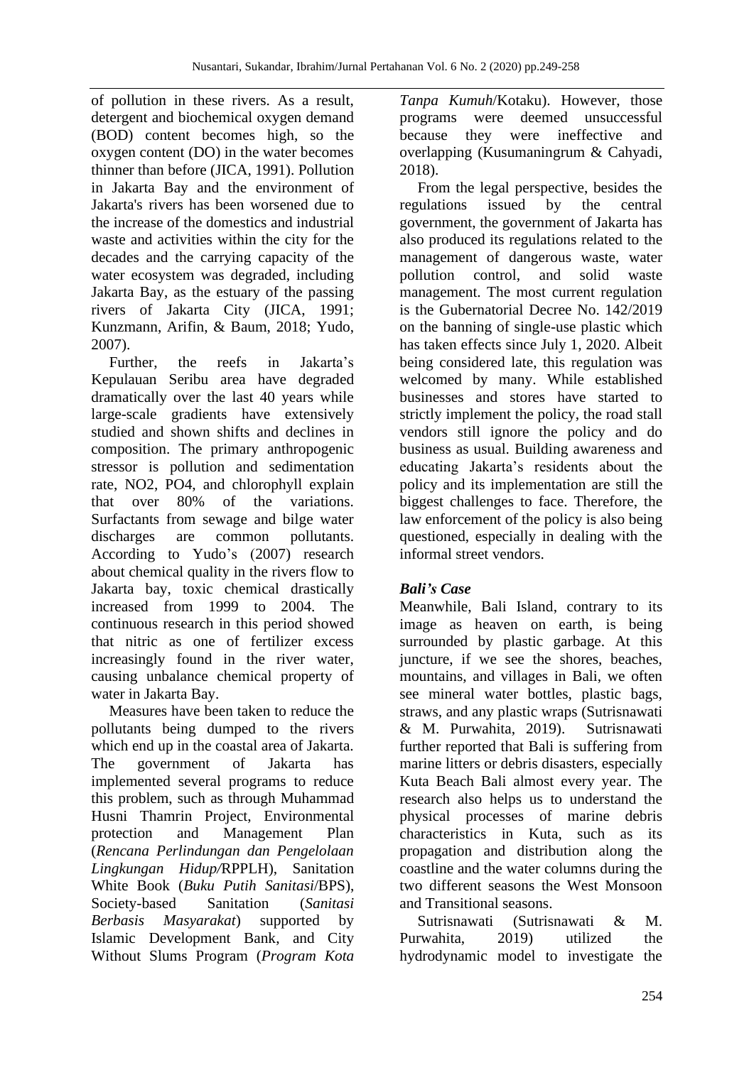of pollution in these rivers. As a result, detergent and biochemical oxygen demand (BOD) content becomes high, so the oxygen content (DO) in the water becomes thinner than before (JICA, 1991). Pollution in Jakarta Bay and the environment of Jakarta's rivers has been worsened due to the increase of the domestics and industrial waste and activities within the city for the decades and the carrying capacity of the water ecosystem was degraded, including Jakarta Bay, as the estuary of the passing rivers of Jakarta City (JICA, 1991; Kunzmann, Arifin, & Baum, 2018; Yudo, 2007).

Further, the reefs in Jakarta's Kepulauan Seribu area have degraded dramatically over the last 40 years while large-scale gradients have extensively studied and shown shifts and declines in composition. The primary anthropogenic stressor is pollution and sedimentation rate, NO2, PO4, and chlorophyll explain that over 80% of the variations. Surfactants from sewage and bilge water discharges are common pollutants. According to Yudo's (2007) research about chemical quality in the rivers flow to Jakarta bay, toxic chemical drastically increased from 1999 to 2004. The continuous research in this period showed that nitric as one of fertilizer excess increasingly found in the river water, causing unbalance chemical property of water in Jakarta Bay.

Measures have been taken to reduce the pollutants being dumped to the rivers which end up in the coastal area of Jakarta. The government of Jakarta has implemented several programs to reduce this problem, such as through Muhammad Husni Thamrin Project, Environmental protection and Management Plan (*Rencana Perlindungan dan Pengelolaan Lingkungan Hidup/*RPPLH), Sanitation White Book (*Buku Putih Sanitasi*/BPS), Society-based Sanitation (*Sanitasi Berbasis Masyarakat*) supported by Islamic Development Bank, and City Without Slums Program (*Program Kota Tanpa Kumuh*/Kotaku). However, those programs were deemed unsuccessful because they were ineffective and overlapping (Kusumaningrum & Cahyadi, 2018).

From the legal perspective, besides the regulations issued by the central government, the government of Jakarta has also produced its regulations related to the management of dangerous waste, water pollution control, and solid waste management. The most current regulation is the Gubernatorial Decree No. 142/2019 on the banning of single-use plastic which has taken effects since July 1, 2020. Albeit being considered late, this regulation was welcomed by many. While established businesses and stores have started to strictly implement the policy, the road stall vendors still ignore the policy and do business as usual. Building awareness and educating Jakarta's residents about the policy and its implementation are still the biggest challenges to face. Therefore, the law enforcement of the policy is also being questioned, especially in dealing with the informal street vendors.

### *Bali's Case*

Meanwhile, Bali Island, contrary to its image as heaven on earth, is being surrounded by plastic garbage. At this juncture, if we see the shores, beaches, mountains, and villages in Bali, we often see mineral water bottles, plastic bags, straws, and any plastic wraps (Sutrisnawati & M. Purwahita, 2019). Sutrisnawati further reported that Bali is suffering from marine litters or debris disasters, especially Kuta Beach Bali almost every year. The research also helps us to understand the physical processes of marine debris characteristics in Kuta, such as its propagation and distribution along the coastline and the water columns during the two different seasons the West Monsoon and Transitional seasons.

Sutrisnawati (Sutrisnawati & M. Purwahita, 2019) utilized the hydrodynamic model to investigate the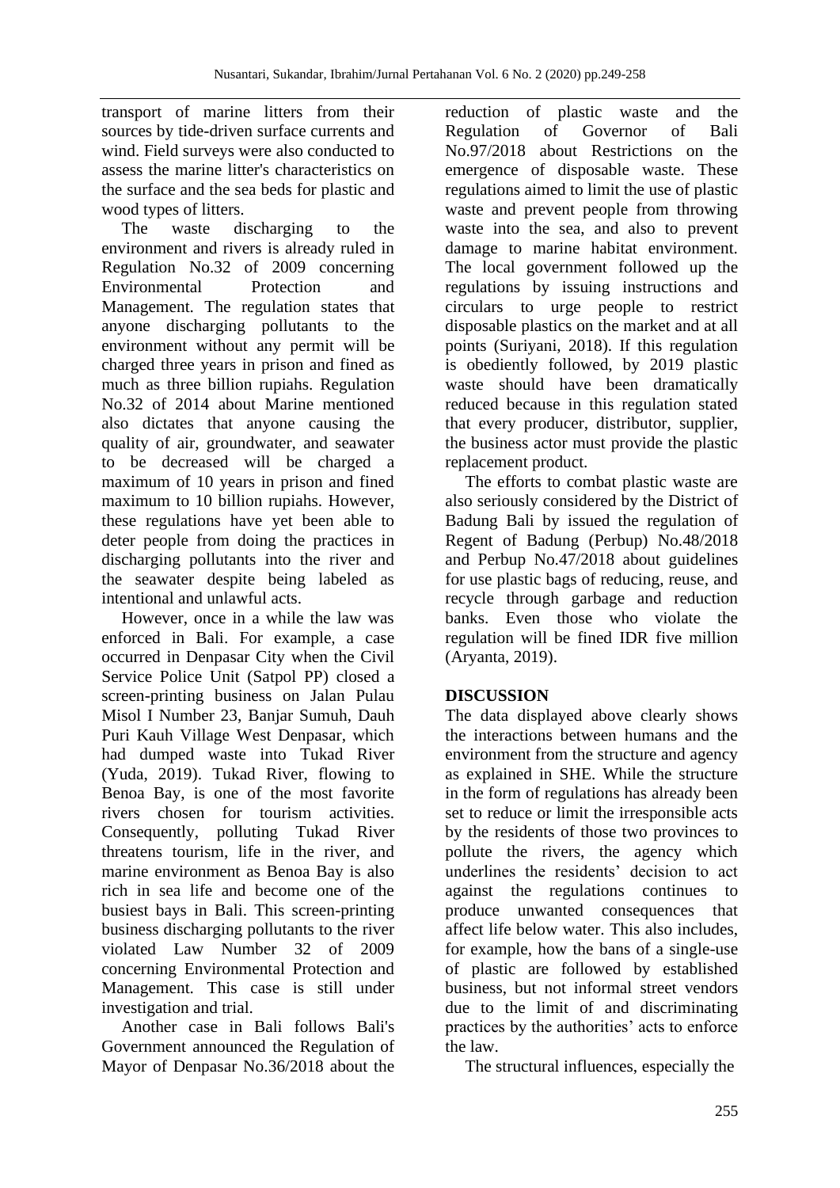transport of marine litters from their sources by tide-driven surface currents and wind. Field surveys were also conducted to assess the marine litter's characteristics on the surface and the sea beds for plastic and wood types of litters.

The waste discharging to the environment and rivers is already ruled in Regulation No.32 of 2009 concerning Environmental Protection and Management. The regulation states that anyone discharging pollutants to the environment without any permit will be charged three years in prison and fined as much as three billion rupiahs. Regulation No.32 of 2014 about Marine mentioned also dictates that anyone causing the quality of air, groundwater, and seawater to be decreased will be charged a maximum of 10 years in prison and fined maximum to 10 billion rupiahs. However, these regulations have yet been able to deter people from doing the practices in discharging pollutants into the river and the seawater despite being labeled as intentional and unlawful acts.

However, once in a while the law was enforced in Bali. For example, a case occurred in Denpasar City when the Civil Service Police Unit (Satpol PP) closed a screen-printing business on Jalan Pulau Misol I Number 23, Banjar Sumuh, Dauh Puri Kauh Village West Denpasar, which had dumped waste into Tukad River (Yuda, 2019). Tukad River, flowing to Benoa Bay, is one of the most favorite rivers chosen for tourism activities. Consequently, polluting Tukad River threatens tourism, life in the river, and marine environment as Benoa Bay is also rich in sea life and become one of the busiest bays in Bali. This screen-printing business discharging pollutants to the river violated Law Number 32 of 2009 concerning Environmental Protection and Management. This case is still under investigation and trial.

Another case in Bali follows Bali's Government announced the Regulation of Mayor of Denpasar No.36/2018 about the reduction of plastic waste and the Regulation of Governor of Bali No.97/2018 about Restrictions on the emergence of disposable waste. These regulations aimed to limit the use of plastic waste and prevent people from throwing waste into the sea, and also to prevent damage to marine habitat environment. The local government followed up the regulations by issuing instructions and circulars to urge people to restrict disposable plastics on the market and at all points (Suriyani, 2018). If this regulation is obediently followed, by 2019 plastic waste should have been dramatically reduced because in this regulation stated that every producer, distributor, supplier, the business actor must provide the plastic replacement product.

The efforts to combat plastic waste are also seriously considered by the District of Badung Bali by issued the regulation of Regent of Badung (Perbup) No.48/2018 and Perbup No.47/2018 about guidelines for use plastic bags of reducing, reuse, and recycle through garbage and reduction banks. Even those who violate the regulation will be fined IDR five million (Aryanta, 2019).

## DISCUSSION

The data displayed above clearly shows the interactions between humans and the environment from the structure and agency as explained in SHE. While the structure in the form of regulations has already been set to reduce or limit the irresponsible acts by the residents of those two provinces to pollute the rivers, the agency which underlines the residents' decision to act against the regulations continues to produce unwanted consequences that affect life below water. This also includes, for example, how the bans of a single-use of plastic are followed by established business, but not informal street vendors due to the limit of and discriminating practices by the authorities' acts to enforce the law.

The structural influences, especially the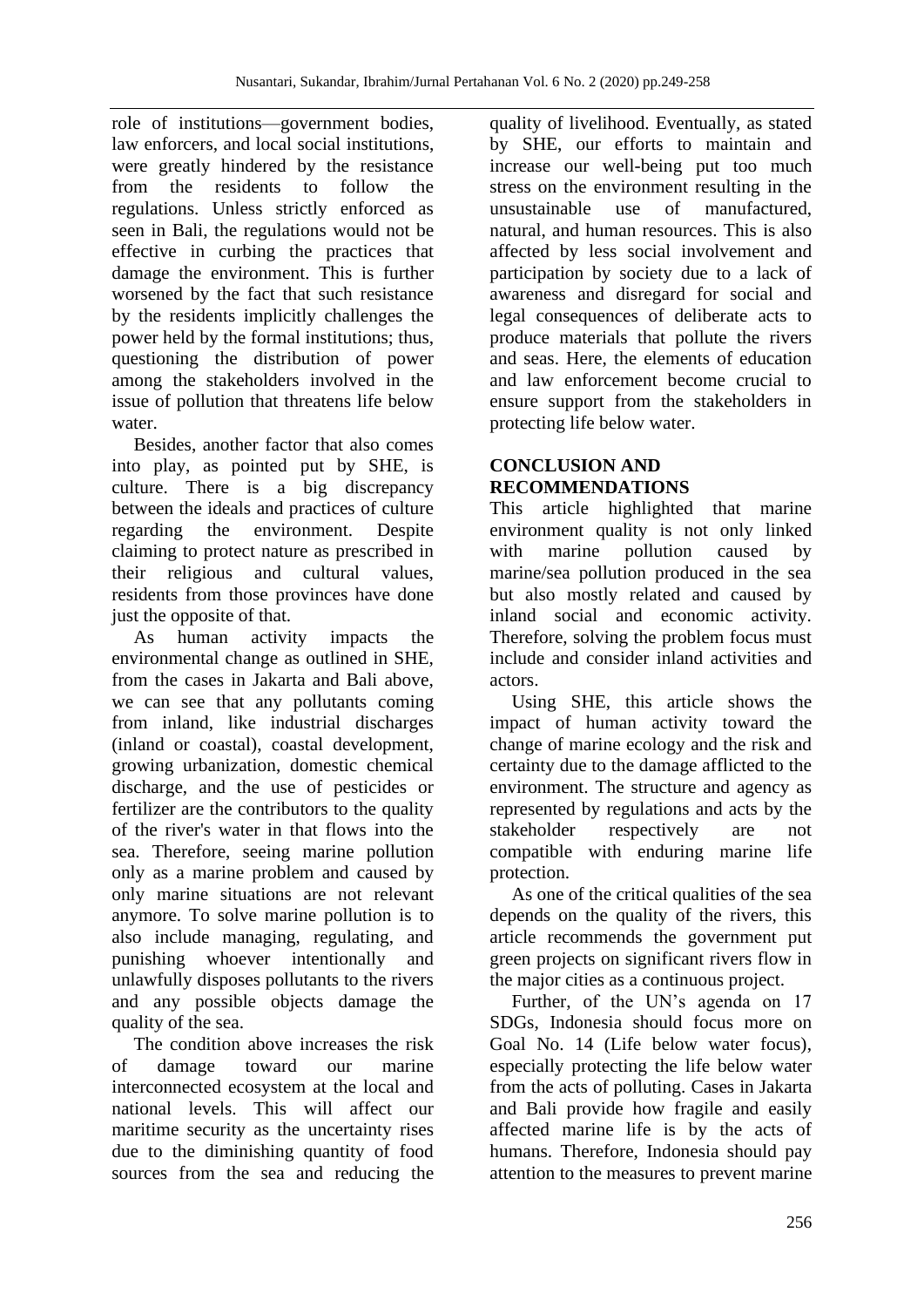role of institutions—government bodies, law enforcers, and local social institutions, were greatly hindered by the resistance from the residents to follow the regulations. Unless strictly enforced as seen in Bali, the regulations would not be effective in curbing the practices that damage the environment. This is further worsened by the fact that such resistance by the residents implicitly challenges the power held by the formal institutions; thus, questioning the distribution of power among the stakeholders involved in the issue of pollution that threatens life below water.

Besides, another factor that also comes into play, as pointed put by SHE, is culture. There is a big discrepancy between the ideals and practices of culture regarding the environment. Despite claiming to protect nature as prescribed in their religious and cultural values, residents from those provinces have done just the opposite of that.

As human activity impacts the environmental change as outlined in SHE, from the cases in Jakarta and Bali above, we can see that any pollutants coming from inland, like industrial discharges (inland or coastal), coastal development, growing urbanization, domestic chemical discharge, and the use of pesticides or fertilizer are the contributors to the quality of the river's water in that flows into the sea. Therefore, seeing marine pollution only as a marine problem and caused by only marine situations are not relevant anymore. To solve marine pollution is to also include managing, regulating, and punishing whoever intentionally and unlawfully disposes pollutants to the rivers and any possible objects damage the quality of the sea.

The condition above increases the risk of damage toward our marine interconnected ecosystem at the local and national levels. This will affect our maritime security as the uncertainty rises due to the diminishing quantity of food sources from the sea and reducing the quality of livelihood. Eventually, as stated by SHE, our efforts to maintain and increase our well-being put too much stress on the environment resulting in the unsustainable use of manufactured, natural, and human resources. This is also affected by less social involvement and participation by society due to a lack of awareness and disregard for social and legal consequences of deliberate acts to produce materials that pollute the rivers and seas. Here, the elements of education and law enforcement become crucial to ensure support from the stakeholders in protecting life below water.

## CONCLUSION AND RECOMMENDATIONS

This article highlighted that marine environment quality is not only linked with marine pollution caused by marine/sea pollution produced in the sea but also mostly related and caused by inland social and economic activity. Therefore, solving the problem focus must include and consider inland activities and actors.

Using SHE, this article shows the impact of human activity toward the change of marine ecology and the risk and certainty due to the damage afflicted to the environment. The structure and agency as represented by regulations and acts by the stakeholder respectively are not compatible with enduring marine life protection.

As one of the critical qualities of the sea depends on the quality of the rivers, this article recommends the government put green projects on significant rivers flow in the major cities as a continuous project.

Further, of the UN's agenda on 17 SDGs, Indonesia should focus more on Goal No. 14 (Life below water focus), especially protecting the life below water from the acts of polluting. Cases in Jakarta and Bali provide how fragile and easily affected marine life is by the acts of humans. Therefore, Indonesia should pay attention to the measures to prevent marine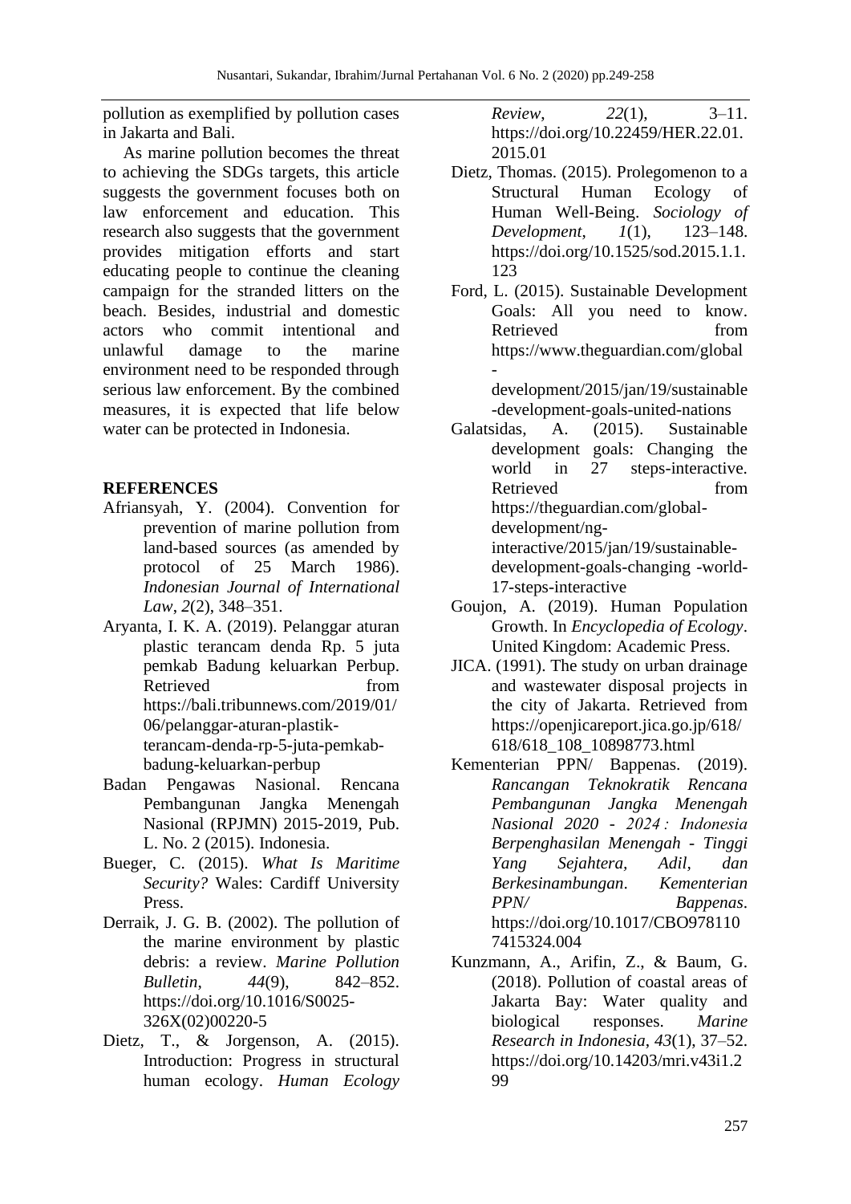pollution as exemplified by pollution cases in Jakarta and Bali.

As marine pollution becomes the threat to achieving the SDGs targets, this article suggests the government focuses both on law enforcement and education. This research also suggests that the government provides mitigation efforts and start educating people to continue the cleaning campaign for the stranded litters on the beach. Besides, industrial and domestic actors who commit intentional and unlawful damage to the marine environment need to be responded through serious law enforcement. By the combined measures, it is expected that life below water can be protected in Indonesia.

## REFERENCES

Afriansyah, Y. (2004). Convention for prevention of marine pollution from land-based sources (as amended by protocol of 25 March 1986). *Indonesian Journal of International Law*, *2*(2), 348–351.

Aryanta, I. K. A. (2019). Pelanggar aturan plastic terancam denda Rp. 5 juta pemkab Badung keluarkan Perbup. Retrieved from https://bali.tribunnews.com/2019/01/06/pelanggar-aturan-plastik-terancam-denda-rp-5-juta-pemkab-badung-keluarkan-perbup

Badan Pengawas Nasional. Rencana Pembangunan Jangka Menengah Nasional (RPJMN) 2015-2019, Pub. L. No. 2 (2015). Indonesia.

Bueger, C. (2015). *What Is Maritime Security?* Wales: Cardiff University Press.

Derraik, J. G. B. (2002). The pollution of the marine environment by plastic debris: a review. *Marine Pollution Bulletin*, *44*(9), 842–852. https://doi.org/10.1016/S0025-326X(02)00220-5

Dietz, T., & Jorgenson, A. (2015). Introduction: Progress in structural human ecology. *Human Ecology Review*, *22*(1), 3–11. https://doi.org/10.22459/HER.22.01.2015.01

Dietz, Thomas. (2015). Prolegomenon to a Structural Human Ecology of Human Well-Being. *Sociology of Development*, *1*(1), 123–148. https://doi.org/10.1525/sod.2015.1.1.123

Ford, L. (2015). Sustainable Development Goals: All you need to know. Retrieved from https://www.theguardian.com/global-development/2015/jan/19/sustainable-development-goals-united-nations

Galatsidas, A. (2015). Sustainable development goals: Changing the world in 27 steps-interactive. Retrieved from https://theguardian.com/global-development/ng-interactive/2015/jan/19/sustainable-development-goals-changing -world-17-steps-interactive

Goujon, A. (2019). Human Population Growth. In *Encyclopedia of Ecology*. United Kingdom: Academic Press.

JICA. (1991). The study on urban drainage and wastewater disposal projects in the city of Jakarta. Retrieved from https://openjicareport.jica.go.jp/618/618/618_108_10898773.html

Kementerian PPN/ Bappenas. (2019). *Rancangan Teknokratik Rencana Pembangunan Jangka Menengah Nasional 2020 - 2024 : Indonesia Berpenghasilan Menengah - Tinggi Yang Sejahtera, Adil, dan Berkesinambungan*. *Kementerian PPN/ Bappenas*. https://doi.org/10.1017/CBO9781107415324.004

Kunzmann, A., Arifin, Z., & Baum, G. (2018). Pollution of coastal areas of Jakarta Bay: Water quality and biological responses. *Marine Research in Indonesia*, *43*(1), 37–52. https://doi.org/10.14203/mri.v43i1.299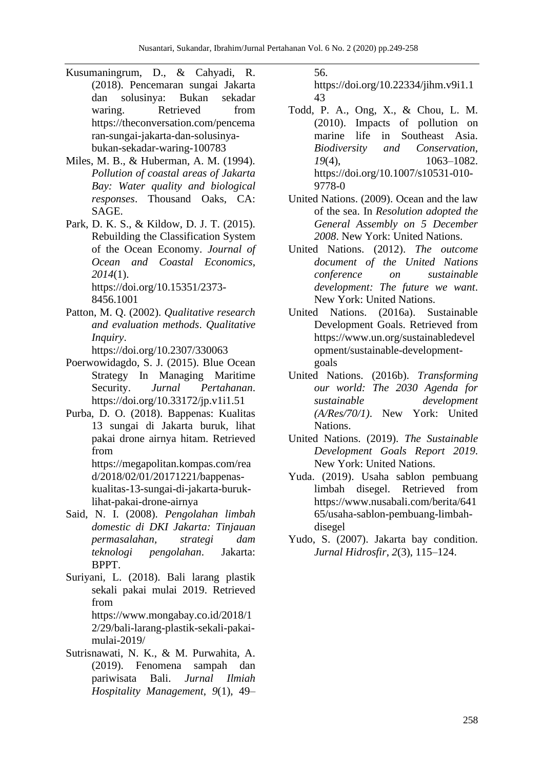Kusumaningrum, D., & Cahyadi, R. (2018). Pencemaran sungai Jakarta dan solusinya: Bukan sekadar waring. Retrieved from https://theconversation.com/pencemaran-sungai-jakarta-dan-solusinya-bukan-sekadar-waring-100783

Miles, M. B., & Huberman, A. M. (1994). *Pollution of coastal areas of Jakarta Bay: Water quality and biological responses*. Thousand Oaks, CA: SAGE.

Park, D. K. S., & Kildow, D. J. T. (2015). Rebuilding the Classification System of the Ocean Economy. *Journal of Ocean and Coastal Economics*, *2014*(1). https://doi.org/10.15351/2373-8456.1001

Patton, M. Q. (2002). *Qualitative research and evaluation methods*. *Qualitative Inquiry*. https://doi.org/10.2307/330063

Poerwowidagdo, S. J. (2015). Blue Ocean Strategy In Managing Maritime Security. *Jurnal Pertahanan*. https://doi.org/10.33172/jp.v1i1.51

Purba, D. O. (2018). Bappenas: Kualitas 13 sungai di Jakarta buruk, lihat pakai drone airnya hitam. Retrieved from https://megapolitan.kompas.com/read/2018/02/01/20171221/bappenas-kualitas-13-sungai-di-jakarta-buruk-lihat-pakai-drone-airnya

Said, N. I. (2008). *Pengolahan limbah domestic di DKI Jakarta: Tinjauan permasalahan, strategi dam teknologi pengolahan*. Jakarta: BPPT.

Suriyani, L. (2018). Bali larang plastik sekali pakai mulai 2019. Retrieved from https://www.mongabay.co.id/2018/12/29/bali-larang-plastik-sekali-pakai-mulai-2019/

Sutrisnawati, N. K., & M. Purwahita, A. (2019). Fenomena sampah dan pariwisata Bali. *Jurnal Ilmiah Hospitality Management*, *9*(1), 49–56. https://doi.org/10.22334/jihm.v9i1.143

Todd, P. A., Ong, X., & Chou, L. M. (2010). Impacts of pollution on marine life in Southeast Asia. *Biodiversity and Conservation*, *19*(4), 1063–1082. https://doi.org/10.1007/s10531-010-9778-0

United Nations. (2009). Ocean and the law of the sea. In *Resolution adopted the General Assembly on 5 December 2008*. New York: United Nations.

United Nations. (2012). *The outcome document of the United Nations conference on sustainable development: The future we want*. New York: United Nations.

United Nations. (2016a). Sustainable Development Goals. Retrieved from https://www.un.org/sustainabledevelopment/sustainable-development-goals

United Nations. (2016b). *Transforming our world: The 2030 Agenda for sustainable development (A/Res/70/1)*. New York: United Nations.

United Nations. (2019). *The Sustainable Development Goals Report 2019*. New York: United Nations.

Yuda. (2019). Usaha sablon pembuang limbah disegel. Retrieved from https://www.nusabali.com/berita/64165/usaha-sablon-pembuang-limbah-disegel

Yudo, S. (2007). Jakarta bay condition. *Jurnal Hidrosfir*, *2*(3), 115–124.